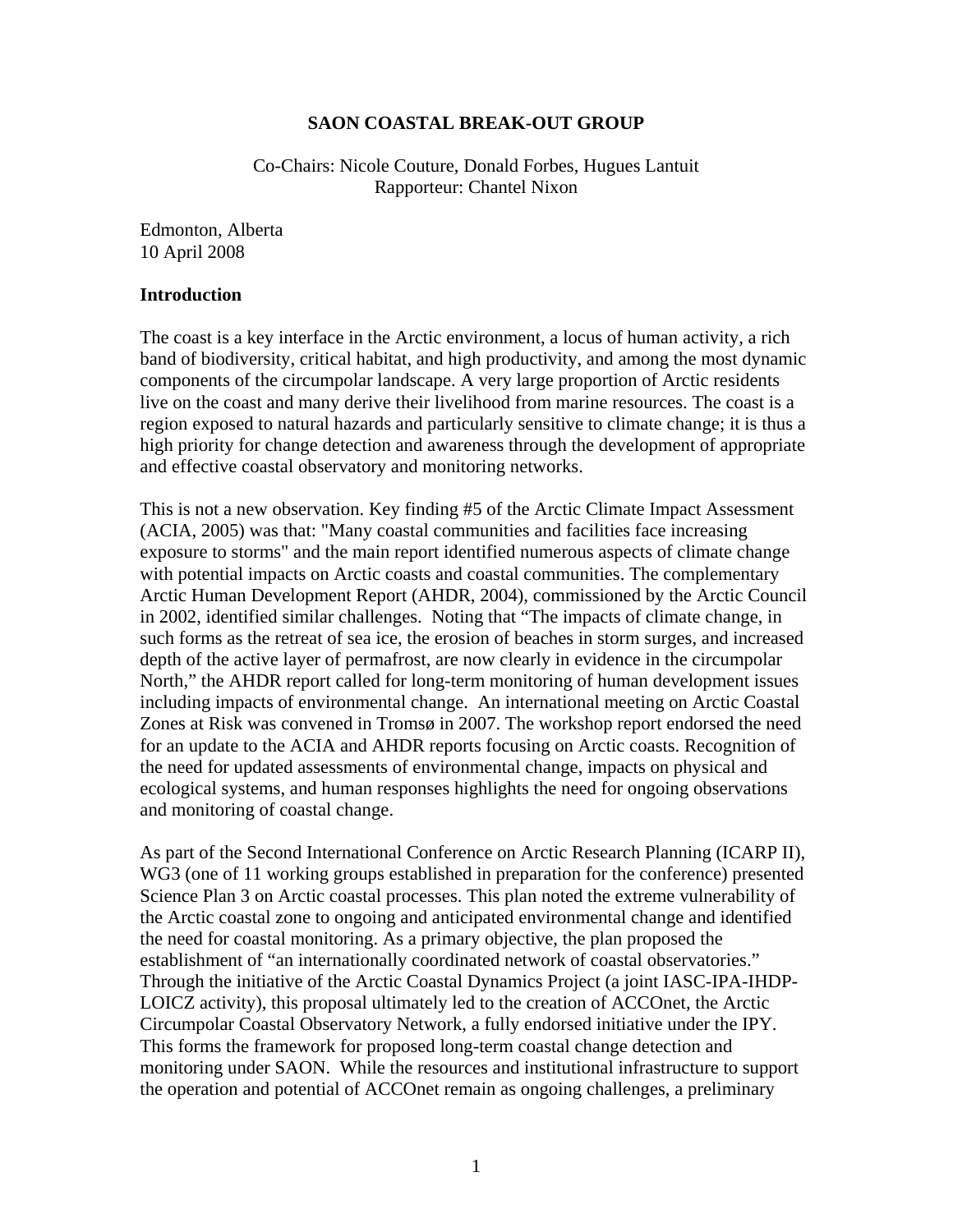# SAON COASTAL BREAK-OUT GROUP

Co-Chairs: Nicole Couture, Donald Forbes, Hugues Lantuit
Rapporteur: Chantel Nixon

Edmonton, Alberta
10 April 2008

## Introduction

The coast is a key interface in the Arctic environment, a locus of human activity, a rich band of biodiversity, critical habitat, and high productivity, and among the most dynamic components of the circumpolar landscape. A very large proportion of Arctic residents live on the coast and many derive their livelihood from marine resources. The coast is a region exposed to natural hazards and particularly sensitive to climate change; it is thus a high priority for change detection and awareness through the development of appropriate and effective coastal observatory and monitoring networks.

This is not a new observation. Key finding #5 of the Arctic Climate Impact Assessment (ACIA, 2005) was that: "Many coastal communities and facilities face increasing exposure to storms" and the main report identified numerous aspects of climate change with potential impacts on Arctic coasts and coastal communities. The complementary Arctic Human Development Report (AHDR, 2004), commissioned by the Arctic Council in 2002, identified similar challenges. Noting that "The impacts of climate change, in such forms as the retreat of sea ice, the erosion of beaches in storm surges, and increased depth of the active layer of permafrost, are now clearly in evidence in the circumpolar North," the AHDR report called for long-term monitoring of human development issues including impacts of environmental change. An international meeting on Arctic Coastal Zones at Risk was convened in Tromsø in 2007. The workshop report endorsed the need for an update to the ACIA and AHDR reports focusing on Arctic coasts. Recognition of the need for updated assessments of environmental change, impacts on physical and ecological systems, and human responses highlights the need for ongoing observations and monitoring of coastal change.

As part of the Second International Conference on Arctic Research Planning (ICARP II), WG3 (one of 11 working groups established in preparation for the conference) presented Science Plan 3 on Arctic coastal processes. This plan noted the extreme vulnerability of the Arctic coastal zone to ongoing and anticipated environmental change and identified the need for coastal monitoring. As a primary objective, the plan proposed the establishment of "an internationally coordinated network of coastal observatories." Through the initiative of the Arctic Coastal Dynamics Project (a joint IASC-IPA-IHDP-LOICZ activity), this proposal ultimately led to the creation of ACCOnet, the Arctic Circumpolar Coastal Observatory Network, a fully endorsed initiative under the IPY. This forms the framework for proposed long-term coastal change detection and monitoring under SAON. While the resources and institutional infrastructure to support the operation and potential of ACCOnet remain as ongoing challenges, a preliminary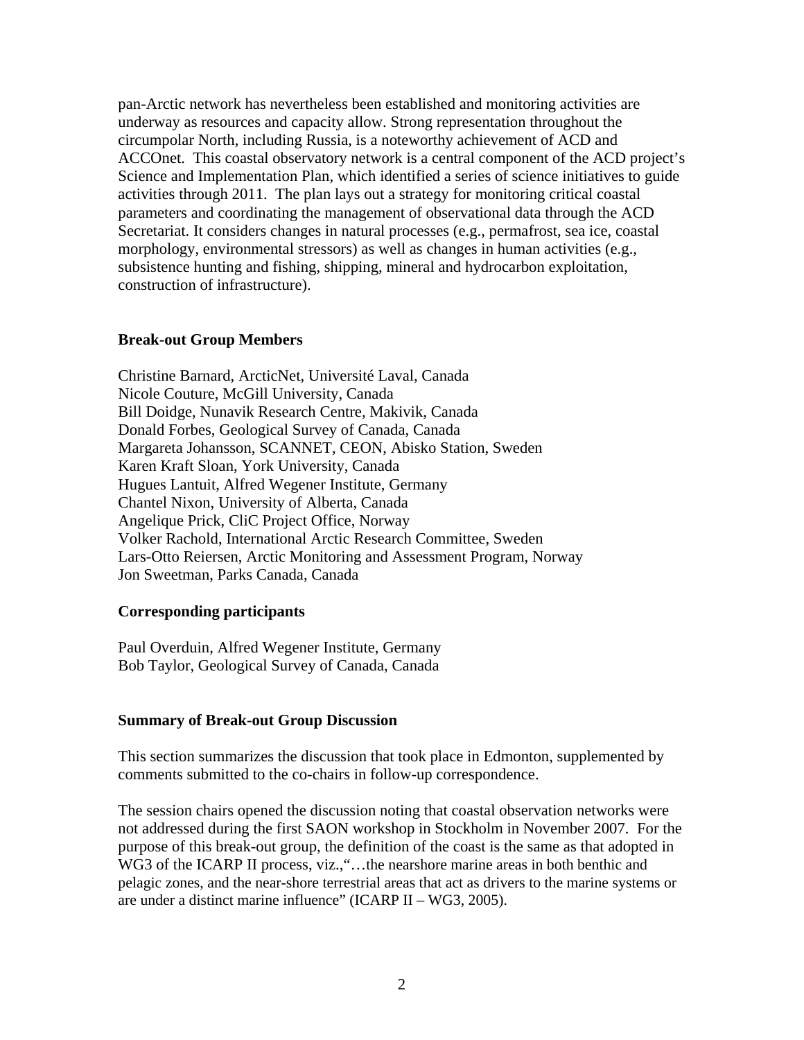pan-Arctic network has nevertheless been established and monitoring activities are underway as resources and capacity allow. Strong representation throughout the circumpolar North, including Russia, is a noteworthy achievement of ACD and ACCOnet. This coastal observatory network is a central component of the ACD project's Science and Implementation Plan, which identified a series of science initiatives to guide activities through 2011. The plan lays out a strategy for monitoring critical coastal parameters and coordinating the management of observational data through the ACD Secretariat. It considers changes in natural processes (e.g., permafrost, sea ice, coastal morphology, environmental stressors) as well as changes in human activities (e.g., subsistence hunting and fishing, shipping, mineral and hydrocarbon exploitation, construction of infrastructure).

**Break-out Group Members**

Christine Barnard, ArcticNet, Université Laval, Canada
Nicole Couture, McGill University, Canada
Bill Doidge, Nunavik Research Centre, Makivik, Canada
Donald Forbes, Geological Survey of Canada, Canada
Margareta Johansson, SCANNET, CEON, Abisko Station, Sweden
Karen Kraft Sloan, York University, Canada
Hugues Lantuit, Alfred Wegener Institute, Germany
Chantel Nixon, University of Alberta, Canada
Angelique Prick, CliC Project Office, Norway
Volker Rachold, International Arctic Research Committee, Sweden
Lars-Otto Reiersen, Arctic Monitoring and Assessment Program, Norway
Jon Sweetman, Parks Canada, Canada

**Corresponding participants**

Paul Overduin, Alfred Wegener Institute, Germany
Bob Taylor, Geological Survey of Canada, Canada

**Summary of Break-out Group Discussion**

This section summarizes the discussion that took place in Edmonton, supplemented by comments submitted to the co-chairs in follow-up correspondence.

The session chairs opened the discussion noting that coastal observation networks were not addressed during the first SAON workshop in Stockholm in November 2007. For the purpose of this break-out group, the definition of the coast is the same as that adopted in WG3 of the ICARP II process, viz.,"…the nearshore marine areas in both benthic and pelagic zones, and the near-shore terrestrial areas that act as drivers to the marine systems or are under a distinct marine influence" (ICARP II – WG3, 2005).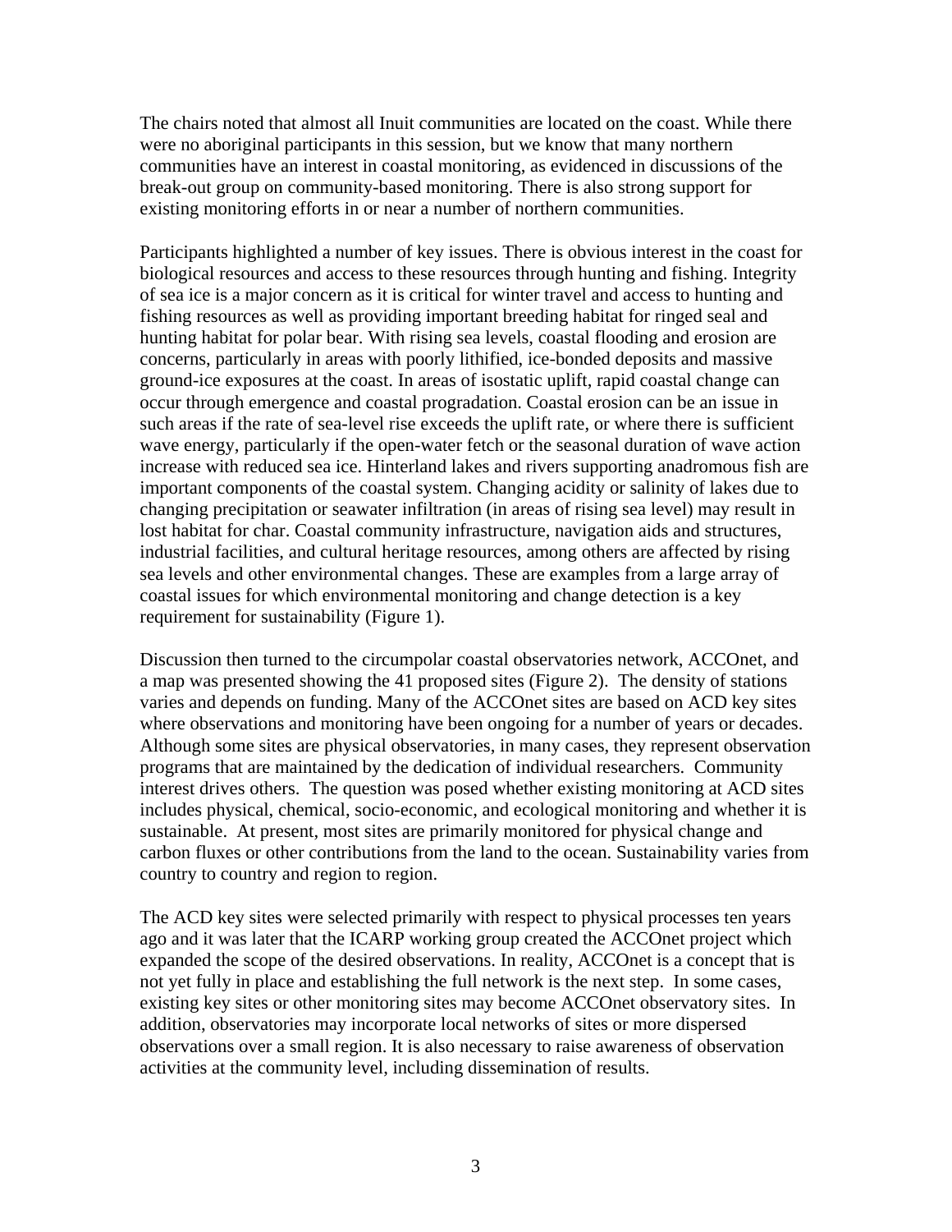The chairs noted that almost all Inuit communities are located on the coast. While there were no aboriginal participants in this session, but we know that many northern communities have an interest in coastal monitoring, as evidenced in discussions of the break-out group on community-based monitoring. There is also strong support for existing monitoring efforts in or near a number of northern communities.

Participants highlighted a number of key issues. There is obvious interest in the coast for biological resources and access to these resources through hunting and fishing. Integrity of sea ice is a major concern as it is critical for winter travel and access to hunting and fishing resources as well as providing important breeding habitat for ringed seal and hunting habitat for polar bear. With rising sea levels, coastal flooding and erosion are concerns, particularly in areas with poorly lithified, ice-bonded deposits and massive ground-ice exposures at the coast. In areas of isostatic uplift, rapid coastal change can occur through emergence and coastal progradation. Coastal erosion can be an issue in such areas if the rate of sea-level rise exceeds the uplift rate, or where there is sufficient wave energy, particularly if the open-water fetch or the seasonal duration of wave action increase with reduced sea ice. Hinterland lakes and rivers supporting anadromous fish are important components of the coastal system. Changing acidity or salinity of lakes due to changing precipitation or seawater infiltration (in areas of rising sea level) may result in lost habitat for char. Coastal community infrastructure, navigation aids and structures, industrial facilities, and cultural heritage resources, among others are affected by rising sea levels and other environmental changes. These are examples from a large array of coastal issues for which environmental monitoring and change detection is a key requirement for sustainability (Figure 1).

Discussion then turned to the circumpolar coastal observatories network, ACCOnet, and a map was presented showing the 41 proposed sites (Figure 2). The density of stations varies and depends on funding. Many of the ACCOnet sites are based on ACD key sites where observations and monitoring have been ongoing for a number of years or decades. Although some sites are physical observatories, in many cases, they represent observation programs that are maintained by the dedication of individual researchers. Community interest drives others. The question was posed whether existing monitoring at ACD sites includes physical, chemical, socio-economic, and ecological monitoring and whether it is sustainable. At present, most sites are primarily monitored for physical change and carbon fluxes or other contributions from the land to the ocean. Sustainability varies from country to country and region to region.

The ACD key sites were selected primarily with respect to physical processes ten years ago and it was later that the ICARP working group created the ACCOnet project which expanded the scope of the desired observations. In reality, ACCOnet is a concept that is not yet fully in place and establishing the full network is the next step. In some cases, existing key sites or other monitoring sites may become ACCOnet observatory sites. In addition, observatories may incorporate local networks of sites or more dispersed observations over a small region. It is also necessary to raise awareness of observation activities at the community level, including dissemination of results.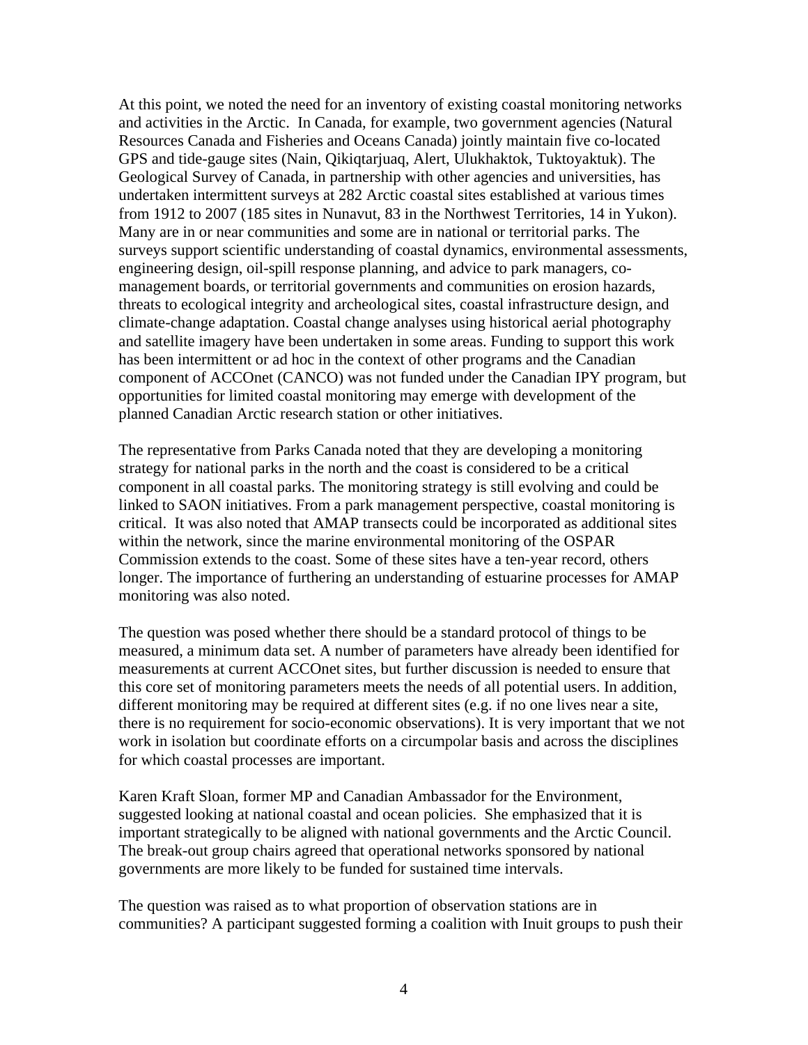At this point, we noted the need for an inventory of existing coastal monitoring networks and activities in the Arctic. In Canada, for example, two government agencies (Natural Resources Canada and Fisheries and Oceans Canada) jointly maintain five co-located GPS and tide-gauge sites (Nain, Qikiqtarjuaq, Alert, Ulukhaktok, Tuktoyaktuk). The Geological Survey of Canada, in partnership with other agencies and universities, has undertaken intermittent surveys at 282 Arctic coastal sites established at various times from 1912 to 2007 (185 sites in Nunavut, 83 in the Northwest Territories, 14 in Yukon). Many are in or near communities and some are in national or territorial parks. The surveys support scientific understanding of coastal dynamics, environmental assessments, engineering design, oil-spill response planning, and advice to park managers, co-management boards, or territorial governments and communities on erosion hazards, threats to ecological integrity and archeological sites, coastal infrastructure design, and climate-change adaptation. Coastal change analyses using historical aerial photography and satellite imagery have been undertaken in some areas. Funding to support this work has been intermittent or ad hoc in the context of other programs and the Canadian component of ACCOnet (CANCO) was not funded under the Canadian IPY program, but opportunities for limited coastal monitoring may emerge with development of the planned Canadian Arctic research station or other initiatives.

The representative from Parks Canada noted that they are developing a monitoring strategy for national parks in the north and the coast is considered to be a critical component in all coastal parks. The monitoring strategy is still evolving and could be linked to SAON initiatives. From a park management perspective, coastal monitoring is critical. It was also noted that AMAP transects could be incorporated as additional sites within the network, since the marine environmental monitoring of the OSPAR Commission extends to the coast. Some of these sites have a ten-year record, others longer. The importance of furthering an understanding of estuarine processes for AMAP monitoring was also noted.

The question was posed whether there should be a standard protocol of things to be measured, a minimum data set. A number of parameters have already been identified for measurements at current ACCOnet sites, but further discussion is needed to ensure that this core set of monitoring parameters meets the needs of all potential users. In addition, different monitoring may be required at different sites (e.g. if no one lives near a site, there is no requirement for socio-economic observations). It is very important that we not work in isolation but coordinate efforts on a circumpolar basis and across the disciplines for which coastal processes are important.

Karen Kraft Sloan, former MP and Canadian Ambassador for the Environment, suggested looking at national coastal and ocean policies. She emphasized that it is important strategically to be aligned with national governments and the Arctic Council. The break-out group chairs agreed that operational networks sponsored by national governments are more likely to be funded for sustained time intervals.

The question was raised as to what proportion of observation stations are in communities? A participant suggested forming a coalition with Inuit groups to push their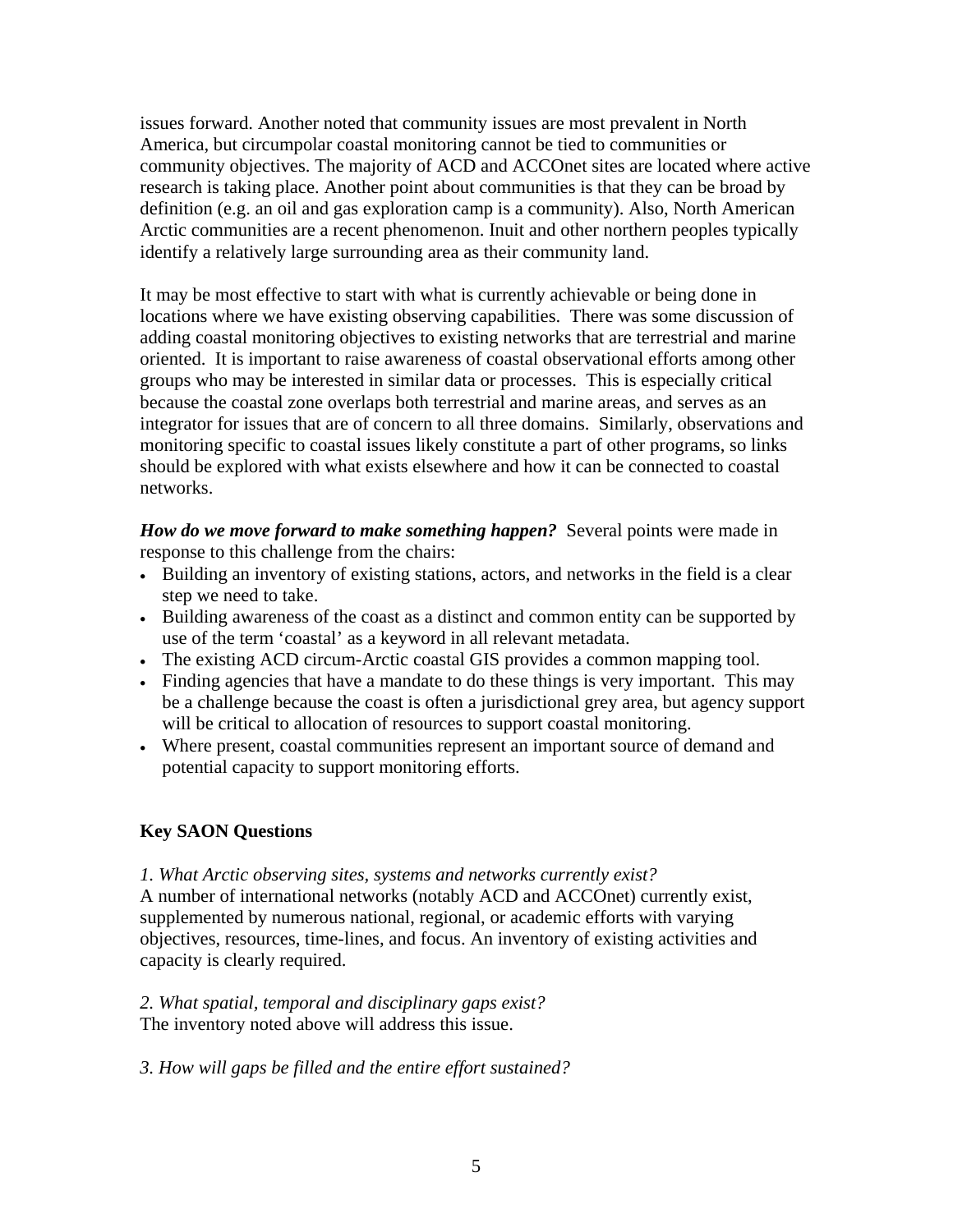issues forward. Another noted that community issues are most prevalent in North America, but circumpolar coastal monitoring cannot be tied to communities or community objectives. The majority of ACD and ACCOnet sites are located where active research is taking place. Another point about communities is that they can be broad by definition (e.g. an oil and gas exploration camp is a community). Also, North American Arctic communities are a recent phenomenon. Inuit and other northern peoples typically identify a relatively large surrounding area as their community land.

It may be most effective to start with what is currently achievable or being done in locations where we have existing observing capabilities. There was some discussion of adding coastal monitoring objectives to existing networks that are terrestrial and marine oriented. It is important to raise awareness of coastal observational efforts among other groups who may be interested in similar data or processes. This is especially critical because the coastal zone overlaps both terrestrial and marine areas, and serves as an integrator for issues that are of concern to all three domains. Similarly, observations and monitoring specific to coastal issues likely constitute a part of other programs, so links should be explored with what exists elsewhere and how it can be connected to coastal networks.

***How do we move forward to make something happen?*** Several points were made in response to this challenge from the chairs:

- Building an inventory of existing stations, actors, and networks in the field is a clear step we need to take.
- Building awareness of the coast as a distinct and common entity can be supported by use of the term 'coastal' as a keyword in all relevant metadata.
- The existing ACD circum-Arctic coastal GIS provides a common mapping tool.
- Finding agencies that have a mandate to do these things is very important. This may be a challenge because the coast is often a jurisdictional grey area, but agency support will be critical to allocation of resources to support coastal monitoring.
- Where present, coastal communities represent an important source of demand and potential capacity to support monitoring efforts.

**Key SAON Questions**

*1. What Arctic observing sites, systems and networks currently exist?*
A number of international networks (notably ACD and ACCOnet) currently exist, supplemented by numerous national, regional, or academic efforts with varying objectives, resources, time-lines, and focus. An inventory of existing activities and capacity is clearly required.

*2. What spatial, temporal and disciplinary gaps exist?*
The inventory noted above will address this issue.

*3. How will gaps be filled and the entire effort sustained?*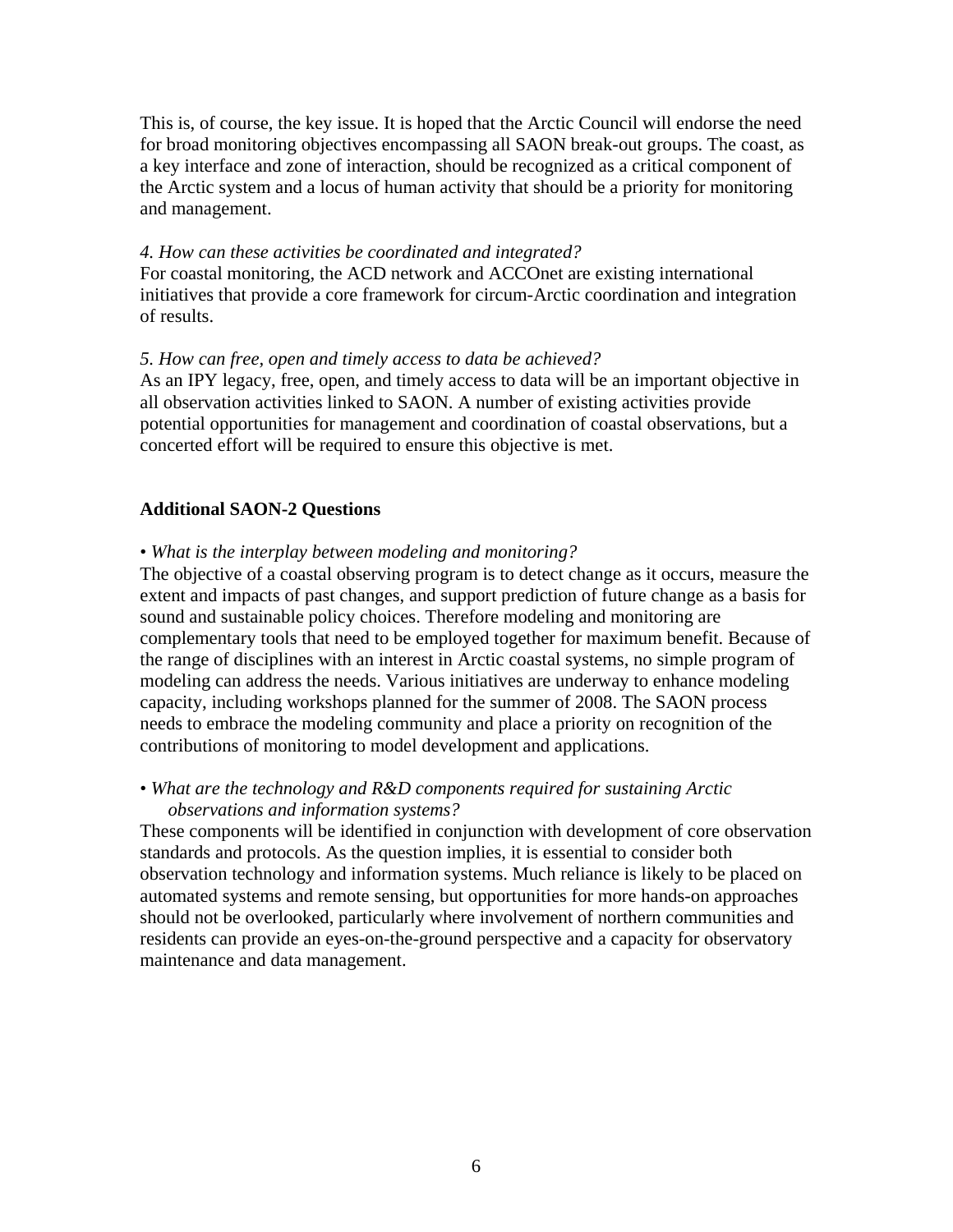This is, of course, the key issue. It is hoped that the Arctic Council will endorse the need for broad monitoring objectives encompassing all SAON break-out groups. The coast, as a key interface and zone of interaction, should be recognized as a critical component of the Arctic system and a locus of human activity that should be a priority for monitoring and management.

*4. How can these activities be coordinated and integrated?*
For coastal monitoring, the ACD network and ACCOnet are existing international initiatives that provide a core framework for circum-Arctic coordination and integration of results.

*5. How can free, open and timely access to data be achieved?*
As an IPY legacy, free, open, and timely access to data will be an important objective in all observation activities linked to SAON. A number of existing activities provide potential opportunities for management and coordination of coastal observations, but a concerted effort will be required to ensure this objective is met.

**Additional SAON-2 Questions**

• *What is the interplay between modeling and monitoring?*
The objective of a coastal observing program is to detect change as it occurs, measure the extent and impacts of past changes, and support prediction of future change as a basis for sound and sustainable policy choices. Therefore modeling and monitoring are complementary tools that need to be employed together for maximum benefit. Because of the range of disciplines with an interest in Arctic coastal systems, no simple program of modeling can address the needs. Various initiatives are underway to enhance modeling capacity, including workshops planned for the summer of 2008. The SAON process needs to embrace the modeling community and place a priority on recognition of the contributions of monitoring to model development and applications.

• *What are the technology and R&D components required for sustaining Arctic observations and information systems?*
These components will be identified in conjunction with development of core observation standards and protocols. As the question implies, it is essential to consider both observation technology and information systems. Much reliance is likely to be placed on automated systems and remote sensing, but opportunities for more hands-on approaches should not be overlooked, particularly where involvement of northern communities and residents can provide an eyes-on-the-ground perspective and a capacity for observatory maintenance and data management.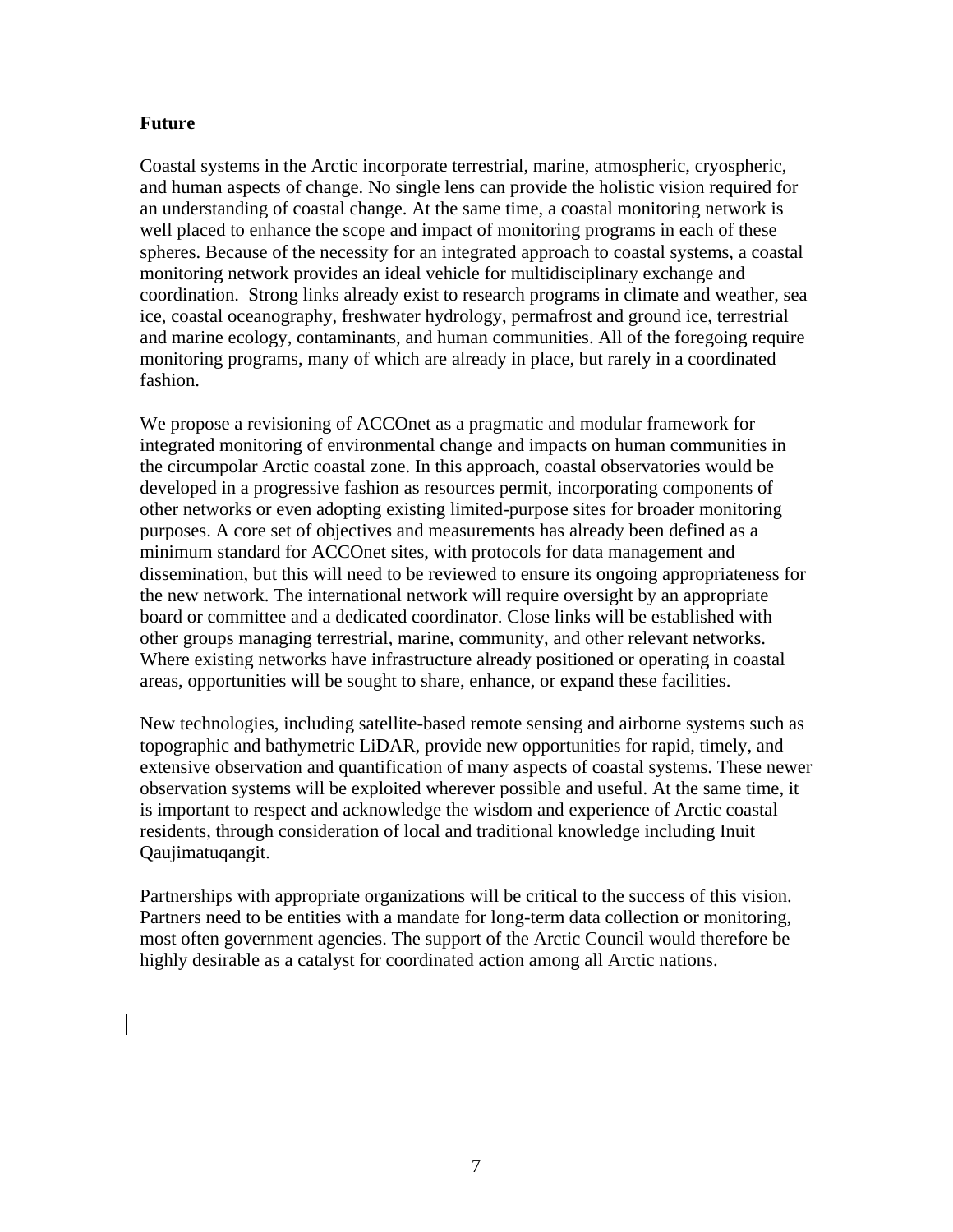## Future

Coastal systems in the Arctic incorporate terrestrial, marine, atmospheric, cryospheric, and human aspects of change. No single lens can provide the holistic vision required for an understanding of coastal change. At the same time, a coastal monitoring network is well placed to enhance the scope and impact of monitoring programs in each of these spheres. Because of the necessity for an integrated approach to coastal systems, a coastal monitoring network provides an ideal vehicle for multidisciplinary exchange and coordination. Strong links already exist to research programs in climate and weather, sea ice, coastal oceanography, freshwater hydrology, permafrost and ground ice, terrestrial and marine ecology, contaminants, and human communities. All of the foregoing require monitoring programs, many of which are already in place, but rarely in a coordinated fashion.

We propose a revisioning of ACCOnet as a pragmatic and modular framework for integrated monitoring of environmental change and impacts on human communities in the circumpolar Arctic coastal zone. In this approach, coastal observatories would be developed in a progressive fashion as resources permit, incorporating components of other networks or even adopting existing limited-purpose sites for broader monitoring purposes. A core set of objectives and measurements has already been defined as a minimum standard for ACCOnet sites, with protocols for data management and dissemination, but this will need to be reviewed to ensure its ongoing appropriateness for the new network. The international network will require oversight by an appropriate board or committee and a dedicated coordinator. Close links will be established with other groups managing terrestrial, marine, community, and other relevant networks. Where existing networks have infrastructure already positioned or operating in coastal areas, opportunities will be sought to share, enhance, or expand these facilities.

New technologies, including satellite-based remote sensing and airborne systems such as topographic and bathymetric LiDAR, provide new opportunities for rapid, timely, and extensive observation and quantification of many aspects of coastal systems. These newer observation systems will be exploited wherever possible and useful. At the same time, it is important to respect and acknowledge the wisdom and experience of Arctic coastal residents, through consideration of local and traditional knowledge including Inuit Qaujimatuqangit.

Partnerships with appropriate organizations will be critical to the success of this vision. Partners need to be entities with a mandate for long-term data collection or monitoring, most often government agencies. The support of the Arctic Council would therefore be highly desirable as a catalyst for coordinated action among all Arctic nations.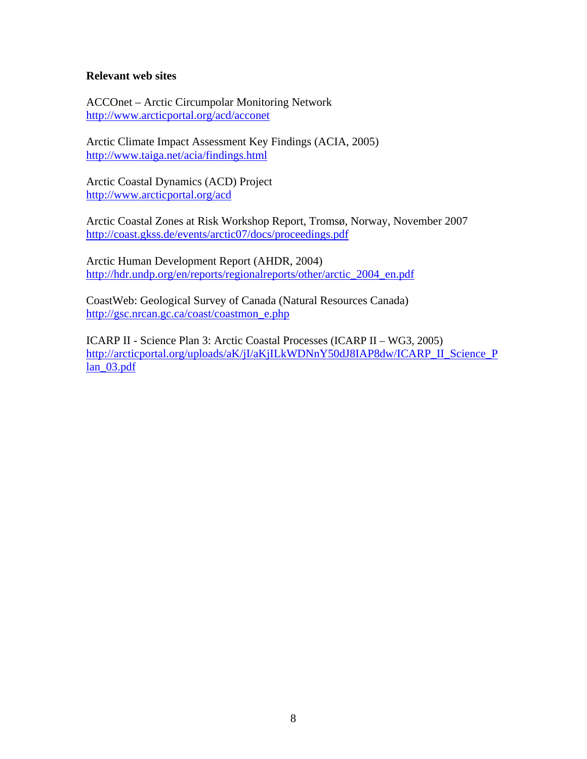**Relevant web sites**

ACCOnet – Arctic Circumpolar Monitoring Network
http://www.arcticportal.org/acd/acconet

Arctic Climate Impact Assessment Key Findings (ACIA, 2005)
http://www.taiga.net/acia/findings.html

Arctic Coastal Dynamics (ACD) Project
http://www.arcticportal.org/acd

Arctic Coastal Zones at Risk Workshop Report, Tromsø, Norway, November 2007
http://coast.gkss.de/events/arctic07/docs/proceedings.pdf

Arctic Human Development Report (AHDR, 2004)
http://hdr.undp.org/en/reports/regionalreports/other/arctic_2004_en.pdf

CoastWeb: Geological Survey of Canada (Natural Resources Canada)
http://gsc.nrcan.gc.ca/coast/coastmon_e.php

ICARP II - Science Plan 3: Arctic Coastal Processes (ICARP II – WG3, 2005)
http://arcticportal.org/uploads/aK/jI/aKjILkWDNnY50dJ8IAP8dw/ICARP_II_Science_Plan_03.pdf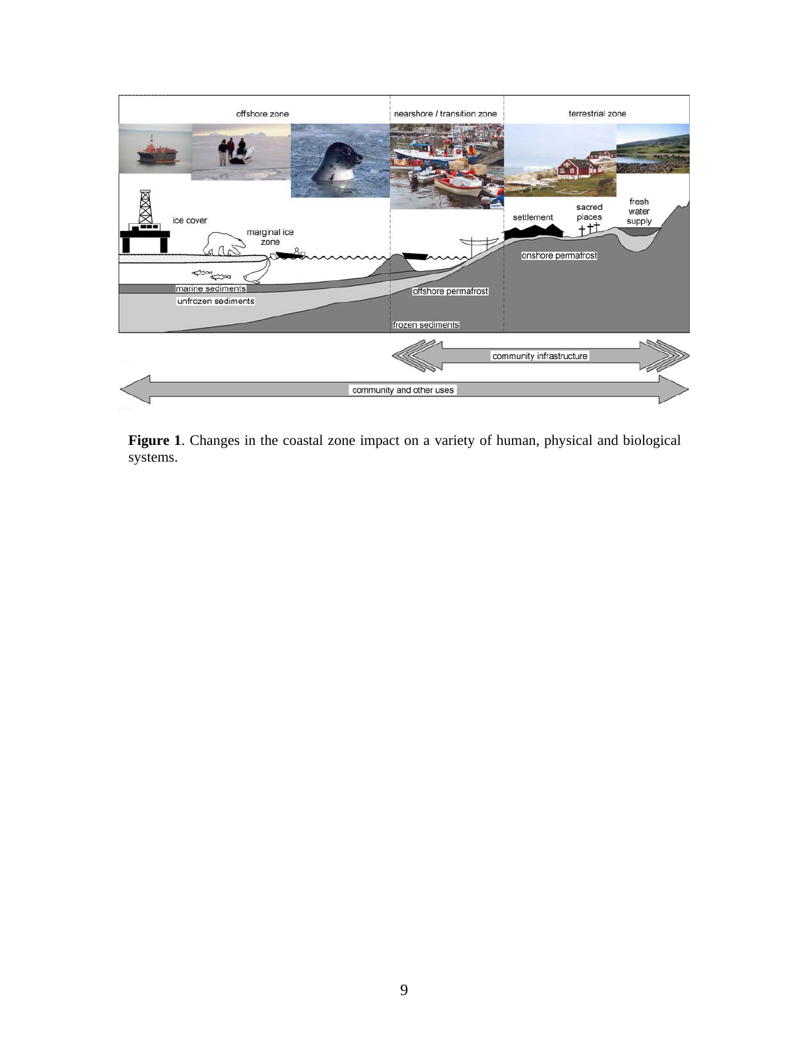**Figure 1**. Changes in the coastal zone impact on a variety of human, physical and biological systems.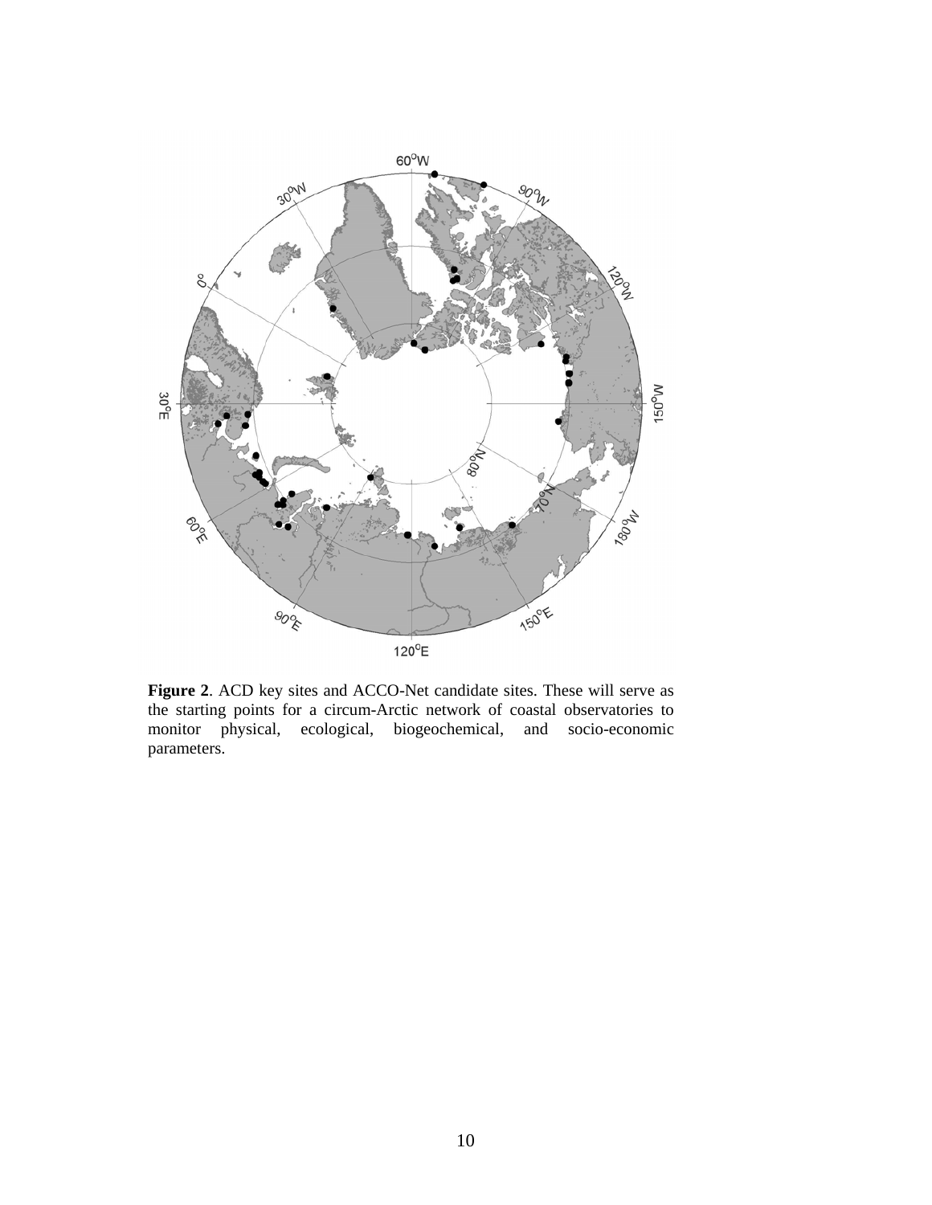60°W

30°W

90°W

0°

120°W

30°E

150°W

80°N

70°N

60°E

180°W

90°E

150°E

120°E

**Figure 2**. ACD key sites and ACCO-Net candidate sites. These will serve as the starting points for a circum-Arctic network of coastal observatories to monitor physical, ecological, biogeochemical, and socio-economic parameters.